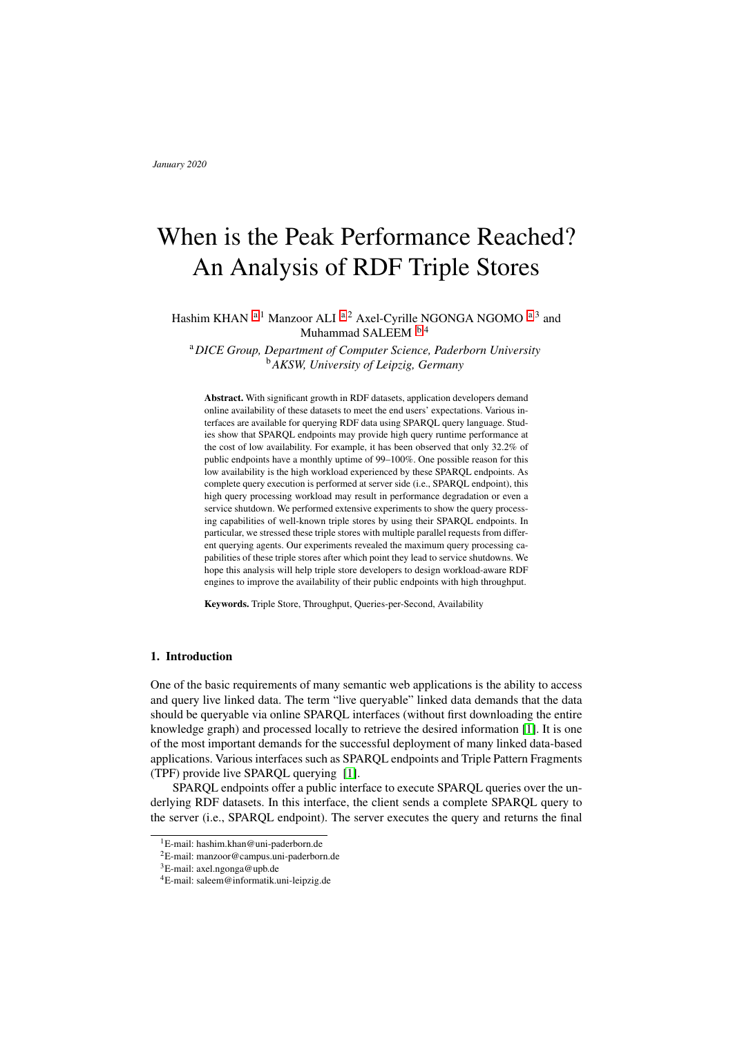January 2020

# When is the Peak Performance Reached? An Analysis of RDF Triple Stores

Hashim KHAN [a][1] Manzoor ALI [a][2] Axel-Cyrille NGONGA NGOMO [a][3] and Muhammad SALEEM [b][4]

[a] *DICE Group, Department of Computer Science, Paderborn University*
[b] *AKSW, University of Leipzig, Germany*

**Abstract.** With significant growth in RDF datasets, application developers demand online availability of these datasets to meet the end users' expectations. Various interfaces are available for querying RDF data using SPARQL query language. Studies show that SPARQL endpoints may provide high query runtime performance at the cost of low availability. For example, it has been observed that only 32.2% of public endpoints have a monthly uptime of 99–100%. One possible reason for this low availability is the high workload experienced by these SPARQL endpoints. As complete query execution is performed at server side (i.e., SPARQL endpoint), this high query processing workload may result in performance degradation or even a service shutdown. We performed extensive experiments to show the query processing capabilities of well-known triple stores by using their SPARQL endpoints. In particular, we stressed these triple stores with multiple parallel requests from different querying agents. Our experiments revealed the maximum query processing capabilities of these triple stores after which point they lead to service shutdowns. We hope this analysis will help triple store developers to design workload-aware RDF engines to improve the availability of their public endpoints with high throughput.

**Keywords.** Triple Store, Throughput, Queries-per-Second, Availability

## 1. Introduction

One of the basic requirements of many semantic web applications is the ability to access and query live linked data. The term "live queryable" linked data demands that the data should be queryable via online SPARQL interfaces (without first downloading the entire knowledge graph) and processed locally to retrieve the desired information [1]. It is one of the most important demands for the successful deployment of many linked data-based applications. Various interfaces such as SPARQL endpoints and Triple Pattern Fragments (TPF) provide live SPARQL querying [1].

SPARQL endpoints offer a public interface to execute SPARQL queries over the underlying RDF datasets. In this interface, the client sends a complete SPARQL query to the server (i.e., SPARQL endpoint). The server executes the query and returns the final

[1] E-mail: hashim.khan@uni-paderborn.de
[2] E-mail: manzoor@campus.uni-paderborn.de
[3] E-mail: axel.ngonga@upb.de
[4] E-mail: saleem@informatik.uni-leipzig.de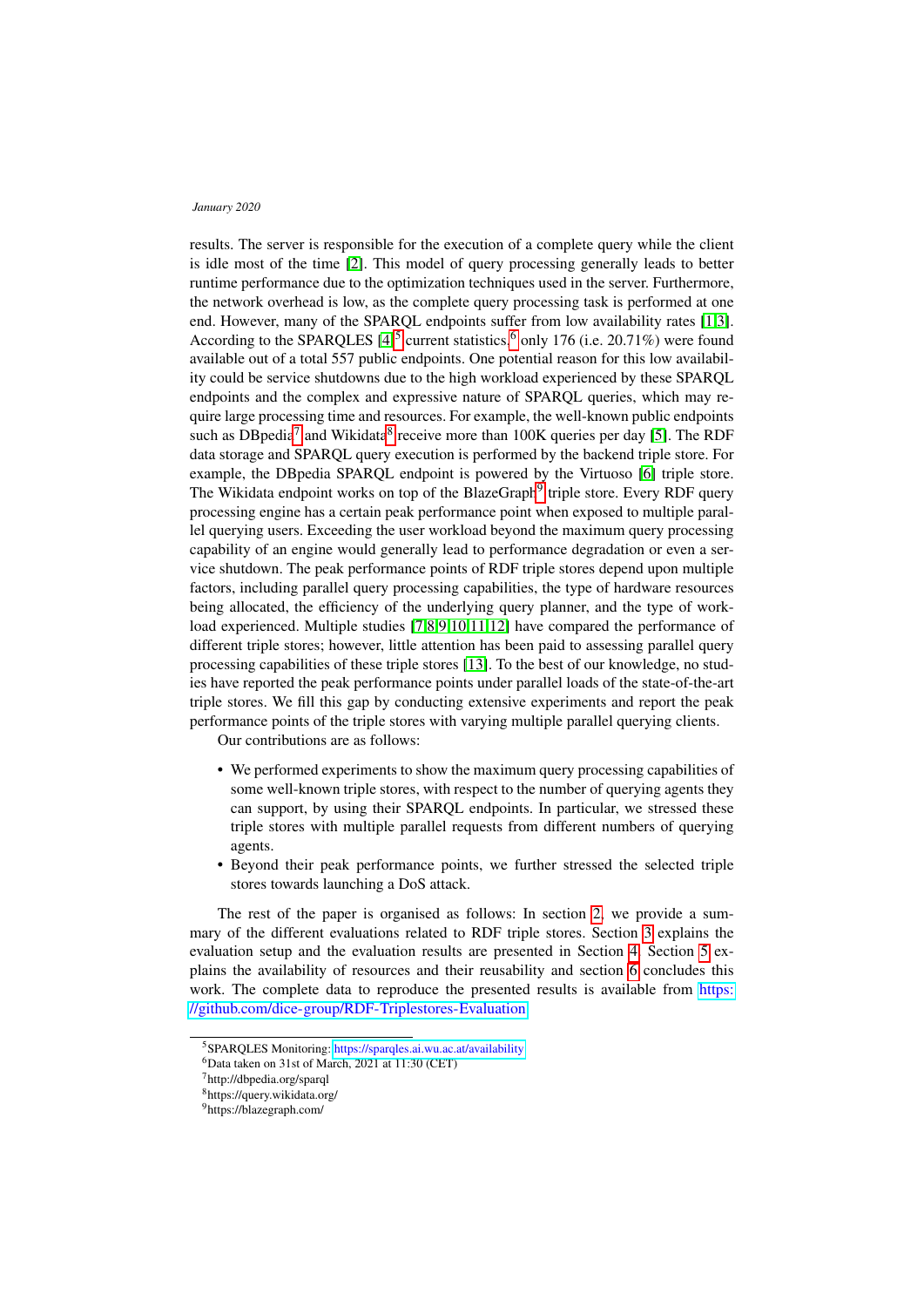results. The server is responsible for the execution of a complete query while the client is idle most of the time [2]. This model of query processing generally leads to better runtime performance due to the optimization techniques used in the server. Furthermore, the network overhead is low, as the complete query processing task is performed at one end. However, many of the SPARQL endpoints suffer from low availability rates [1,3]. According to the SPARQLES [4][5] current statistics,[6] only 176 (i.e. 20.71%) were found available out of a total 557 public endpoints. One potential reason for this low availability could be service shutdowns due to the high workload experienced by these SPARQL endpoints and the complex and expressive nature of SPARQL queries, which may require large processing time and resources. For example, the well-known public endpoints such as DBpedia[7] and Wikidata[8] receive more than 100K queries per day [5]. The RDF data storage and SPARQL query execution is performed by the backend triple store. For example, the DBpedia SPARQL endpoint is powered by the Virtuoso [6] triple store. The Wikidata endpoint works on top of the BlazeGraph[9] triple store. Every RDF query processing engine has a certain peak performance point when exposed to multiple parallel querying users. Exceeding the user workload beyond the maximum query processing capability of an engine would generally lead to performance degradation or even a service shutdown. The peak performance points of RDF triple stores depend upon multiple factors, including parallel query processing capabilities, the type of hardware resources being allocated, the efficiency of the underlying query planner, and the type of workload experienced. Multiple studies [7,8,9,10,11,12] have compared the performance of different triple stores; however, little attention has been paid to assessing parallel query processing capabilities of these triple stores [13]. To the best of our knowledge, no studies have reported the peak performance points under parallel loads of the state-of-the-art triple stores. We fill this gap by conducting extensive experiments and report the peak performance points of the triple stores with varying multiple parallel querying clients.

Our contributions are as follows:

- We performed experiments to show the maximum query processing capabilities of some well-known triple stores, with respect to the number of querying agents they can support, by using their SPARQL endpoints. In particular, we stressed these triple stores with multiple parallel requests from different numbers of querying agents.
- Beyond their peak performance points, we further stressed the selected triple stores towards launching a DoS attack.

The rest of the paper is organised as follows: In section 2, we provide a summary of the different evaluations related to RDF triple stores. Section 3 explains the evaluation setup and the evaluation results are presented in Section 4. Section 5 explains the availability of resources and their reusability and section 6 concludes this work. The complete data to reproduce the presented results is available from https://github.com/dice-group/RDF-Triplestores-Evaluation.

[5] SPARQLES Monitoring: https://sparqles.ai.wu.ac.at/availability

[6] Data taken on 31st of March, 2021 at 11:30 (CET)

[7] http://dbpedia.org/sparql

[8] https://query.wikidata.org/

[9] https://blazegraph.com/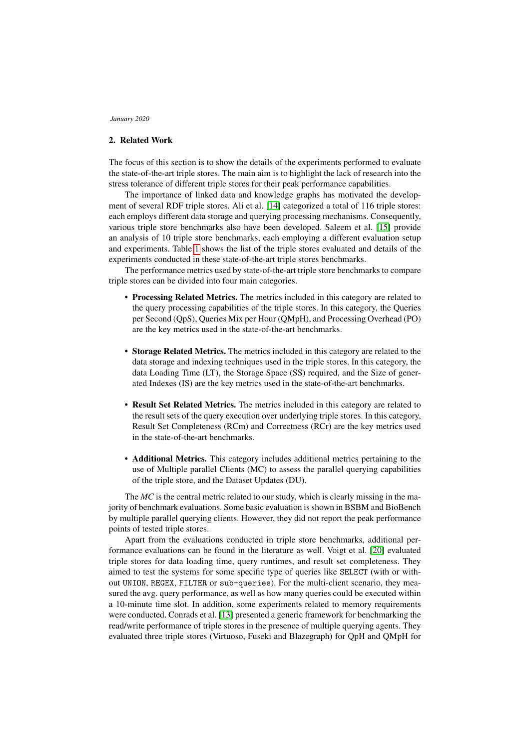## 2. Related Work

The focus of this section is to show the details of the experiments performed to evaluate the state-of-the-art triple stores. The main aim is to highlight the lack of research into the stress tolerance of different triple stores for their peak performance capabilities.

The importance of linked data and knowledge graphs has motivated the development of several RDF triple stores. Ali et al. [14] categorized a total of 116 triple stores: each employs different data storage and querying processing mechanisms. Consequently, various triple store benchmarks also have been developed. Saleem et al. [15] provide an analysis of 10 triple store benchmarks, each employing a different evaluation setup and experiments. Table 1 shows the list of the triple stores evaluated and details of the experiments conducted in these state-of-the-art triple stores benchmarks.

The performance metrics used by state-of-the-art triple store benchmarks to compare triple stores can be divided into four main categories.

- **Processing Related Metrics.** The metrics included in this category are related to the query processing capabilities of the triple stores. In this category, the Queries per Second (QpS), Queries Mix per Hour (QMpH), and Processing Overhead (PO) are the key metrics used in the state-of-the-art benchmarks.
- **Storage Related Metrics.** The metrics included in this category are related to the data storage and indexing techniques used in the triple stores. In this category, the data Loading Time (LT), the Storage Space (SS) required, and the Size of generated Indexes (IS) are the key metrics used in the state-of-the-art benchmarks.
- **Result Set Related Metrics.** The metrics included in this category are related to the result sets of the query execution over underlying triple stores. In this category, Result Set Completeness (RCm) and Correctness (RCr) are the key metrics used in the state-of-the-art benchmarks.
- **Additional Metrics.** This category includes additional metrics pertaining to the use of Multiple parallel Clients (MC) to assess the parallel querying capabilities of the triple store, and the Dataset Updates (DU).

The *MC* is the central metric related to our study, which is clearly missing in the majority of benchmark evaluations. Some basic evaluation is shown in BSBM and BioBench by multiple parallel querying clients. However, they did not report the peak performance points of tested triple stores.

Apart from the evaluations conducted in triple store benchmarks, additional performance evaluations can be found in the literature as well. Voigt et al. [20] evaluated triple stores for data loading time, query runtimes, and result set completeness. They aimed to test the systems for some specific type of queries like `SELECT` (with or without `UNION`, `REGEX`, `FILTER` or `sub-queries`). For the multi-client scenario, they measured the avg. query performance, as well as how many queries could be executed within a 10-minute time slot. In addition, some experiments related to memory requirements were conducted. Conrads et al. [13] presented a generic framework for benchmarking the read/write performance of triple stores in the presence of multiple querying agents. They evaluated three triple stores (Virtuoso, Fuseki and Blazegraph) for QpH and QMpH for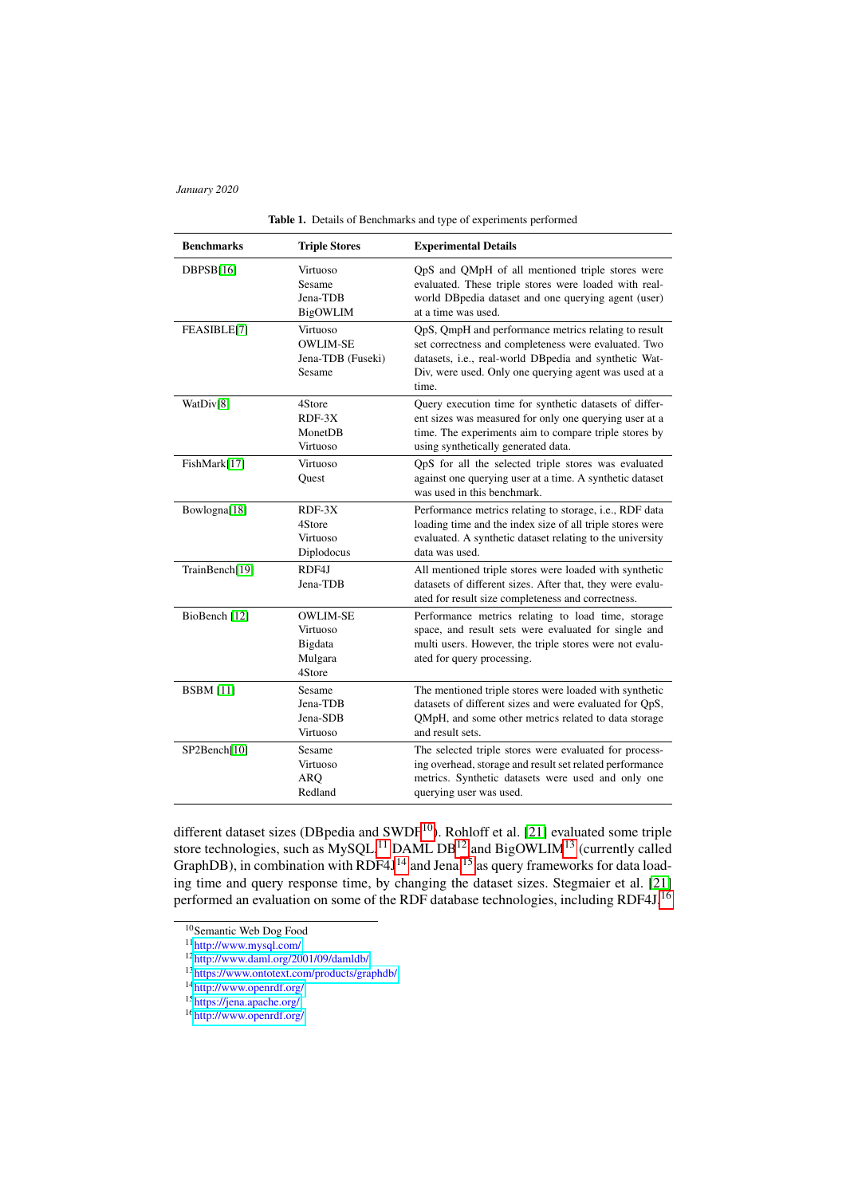**Table 1.** Details of Benchmarks and type of experiments performed

| Benchmarks | Triple Stores | Experimental Details |
|---|---|---|
| DBPSB[16] | Virtuoso<br>Sesame<br>Jena-TDB<br>BigOWLIM | QpS and QMpH of all mentioned triple stores were evaluated. These triple stores were loaded with real-world DBpedia dataset and one querying agent (user) at a time was used. |
| FEASIBLE[7] | Virtuoso<br>OWLIM-SE<br>Jena-TDB (Fuseki)<br>Sesame | QpS, QmpH and performance metrics relating to result set correctness and completeness were evaluated. Two datasets, i.e., real-world DBpedia and synthetic WatDiv, were used. Only one querying agent was used at a time. |
| WatDiv[8] | 4Store<br>RDF-3X<br>MonetDB<br>Virtuoso | Query execution time for synthetic datasets of different sizes was measured for only one querying user at a time. The experiments aim to compare triple stores by using synthetically generated data. |
| FishMark[17] | Virtuoso<br>Quest | QpS for all the selected triple stores was evaluated against one querying user at a time. A synthetic dataset was used in this benchmark. |
| Bowlogna[18] | RDF-3X<br>4Store<br>Virtuoso<br>Diplodocus | Performance metrics relating to storage, i.e., RDF data loading time and the index size of all triple stores were evaluated. A synthetic dataset relating to the university data was used. |
| TrainBench[19] | RDF4J<br>Jena-TDB | All mentioned triple stores were loaded with synthetic datasets of different sizes. After that, they were evaluated for result size completeness and correctness. |
| BioBench [12] | OWLIM-SE<br>Virtuoso<br>Bigdata<br>Mulgara<br>4Store | Performance metrics relating to load time, storage space, and result sets were evaluated for single and multi users. However, the triple stores were not evaluated for query processing. |
| BSBM [11] | Sesame<br>Jena-TDB<br>Jena-SDB<br>Virtuoso | The mentioned triple stores were loaded with synthetic datasets of different sizes and were evaluated for QpS, QMpH, and some other metrics related to data storage and result sets. |
| SP2Bench[10] | Sesame<br>Virtuoso<br>ARQ<br>Redland | The selected triple stores were evaluated for processing overhead, storage and result set related performance metrics. Synthetic datasets were used and only one querying user was used. |

different dataset sizes (DBpedia and SWDF[10]). Rohloff et al. [21] evaluated some triple store technologies, such as MySQL,[11] DAML DB[12] and BigOWLIM[13] (currently called GraphDB), in combination with RDF4J[14] and Jena[15] as query frameworks for data loading time and query response time, by changing the dataset sizes. Stegmaier et al. [21] performed an evaluation on some of the RDF database technologies, including RDF4J,[16]

[10] Semantic Web Dog Food
[11] http://www.mysql.com/
[12] http://www.daml.org/2001/09/damldb/
[13] https://www.ontotext.com/products/graphdb/
[14] http://www.openrdf.org/
[15] https://jena.apache.org/
[16] http://www.openrdf.org/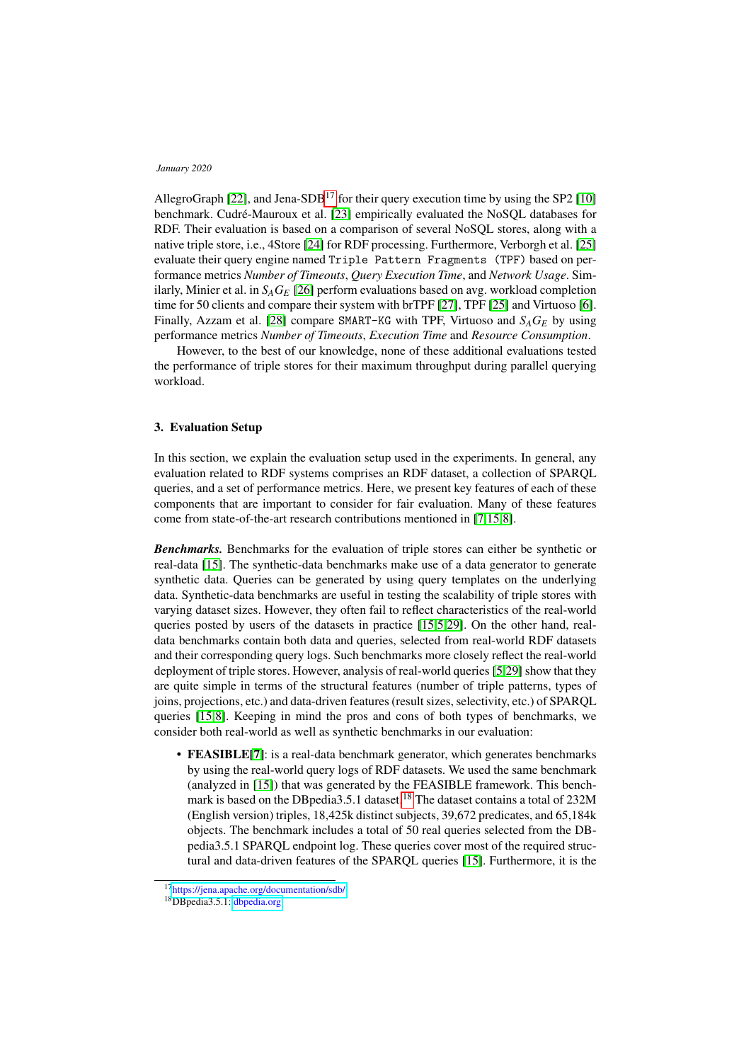AllegroGraph [22], and Jena-SDB[17] for their query execution time by using the SP2 [10] benchmark. Cudré-Mauroux et al. [23] empirically evaluated the NoSQL databases for RDF. Their evaluation is based on a comparison of several NoSQL stores, along with a native triple store, i.e., 4Store [24] for RDF processing. Furthermore, Verborgh et al. [25] evaluate their query engine named `Triple Pattern Fragments (TPF)` based on performance metrics *Number of Timeouts*, *Query Execution Time*, and *Network Usage*. Similarly, Minier et al. in $S_AG_E$ [26] perform evaluations based on avg. workload completion time for 50 clients and compare their system with brTPF [27], TPF [25] and Virtuoso [6]. Finally, Azzam et al. [28] compare `SMART-KG` with TPF, Virtuoso and $S_AG_E$ by using performance metrics *Number of Timeouts*, *Execution Time* and *Resource Consumption*.

However, to the best of our knowledge, none of these additional evaluations tested the performance of triple stores for their maximum throughput during parallel querying workload.

## 3. Evaluation Setup

In this section, we explain the evaluation setup used in the experiments. In general, any evaluation related to RDF systems comprises an RDF dataset, a collection of SPARQL queries, and a set of performance metrics. Here, we present key features of each of these components that are important to consider for fair evaluation. Many of these features come from state-of-the-art research contributions mentioned in [7,15,8].

***Benchmarks.*** Benchmarks for the evaluation of triple stores can either be synthetic or real-data [15]. The synthetic-data benchmarks make use of a data generator to generate synthetic data. Queries can be generated by using query templates on the underlying data. Synthetic-data benchmarks are useful in testing the scalability of triple stores with varying dataset sizes. However, they often fail to reflect characteristics of the real-world queries posted by users of the datasets in practice [15,5,29]. On the other hand, real-data benchmarks contain both data and queries, selected from real-world RDF datasets and their corresponding query logs. Such benchmarks more closely reflect the real-world deployment of triple stores. However, analysis of real-world queries [5,29] show that they are quite simple in terms of the structural features (number of triple patterns, types of joins, projections, etc.) and data-driven features (result sizes, selectivity, etc.) of SPARQL queries [15,8]. Keeping in mind the pros and cons of both types of benchmarks, we consider both real-world as well as synthetic benchmarks in our evaluation:

- **FEASIBLE**[7]: is a real-data benchmark generator, which generates benchmarks by using the real-world query logs of RDF datasets. We used the same benchmark (analyzed in [15]) that was generated by the FEASIBLE framework. This benchmark is based on the DBpedia3.5.1 dataset.[18] The dataset contains a total of 232M (English version) triples, 18,425k distinct subjects, 39,672 predicates, and 65,184k objects. The benchmark includes a total of 50 real queries selected from the DBpedia3.5.1 SPARQL endpoint log. These queries cover most of the required structural and data-driven features of the SPARQL queries [15]. Furthermore, it is the

[17] https://jena.apache.org/documentation/sdb/

[18] DBpedia3.5.1: dbpedia.org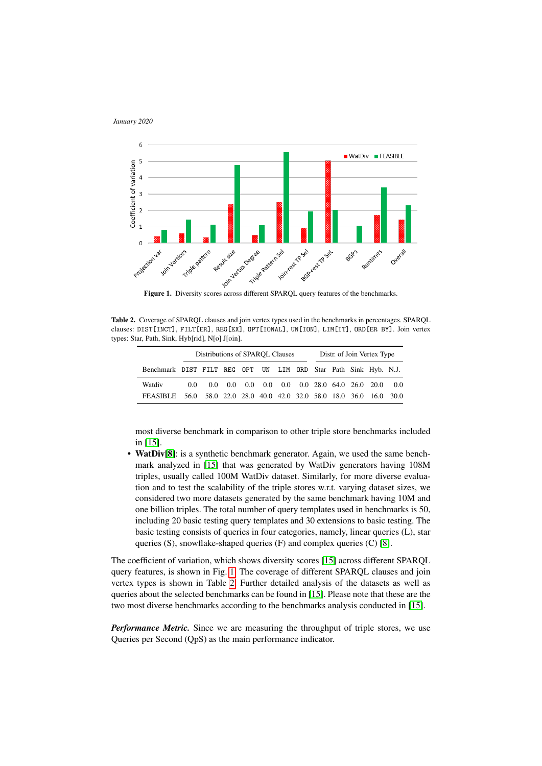**Figure 1.** Diversity scores across different SPARQL query features of the benchmarks.

**Table 2.** Coverage of SPARQL clauses and join vertex types used in the benchmarks in percentages. SPARQL clauses: DIST[INCT], FILT[ER], REG[EX], OPT[IONAL], UN[ION], LIM[IT], ORD[ER BY]. Join vertex types: Star, Path, Sink, Hyb[rid], N[o] J[oin].

| | Distributions of SPARQL Clauses | | | | | | | Distr. of Join Vertex Type | | | | |
|---|---|---|---|---|---|---|---|---|---|---|---|---|
| Benchmark | DIST | FILT | REG | OPT | UN | LIM | ORD | Star | Path | Sink | Hyb. | N.J. |
| Watdiv | 0.0 | 0.0 | 0.0 | 0.0 | 0.0 | 0.0 | 0.0 | 28.0 | 64.0 | 26.0 | 20.0 | 0.0 |
| FEASIBLE | 56.0 | 58.0 | 22.0 | 28.0 | 40.0 | 42.0 | 32.0 | 58.0 | 18.0 | 36.0 | 16.0 | 30.0 |

most diverse benchmark in comparison to other triple store benchmarks included in [15].

- **WatDiv[8]**: is a synthetic benchmark generator. Again, we used the same benchmark analyzed in [15] that was generated by WatDiv generators having 108M triples, usually called 100M WatDiv dataset. Similarly, for more diverse evaluation and to test the scalability of the triple stores w.r.t. varying dataset sizes, we considered two more datasets generated by the same benchmark having 10M and one billion triples. The total number of query templates used in benchmarks is 50, including 20 basic testing query templates and 30 extensions to basic testing. The basic testing consists of queries in four categories, namely, linear queries (L), star queries (S), snowflake-shaped queries (F) and complex queries (C) [8].

The coefficient of variation, which shows diversity scores [15] across different SPARQL query features, is shown in Fig. 1. The coverage of different SPARQL clauses and join vertex types is shown in Table 2. Further detailed analysis of the datasets as well as queries about the selected benchmarks can be found in [15]. Please note that these are the two most diverse benchmarks according to the benchmarks analysis conducted in [15].

***Performance Metric.*** Since we are measuring the throughput of triple stores, we use Queries per Second (QpS) as the main performance indicator.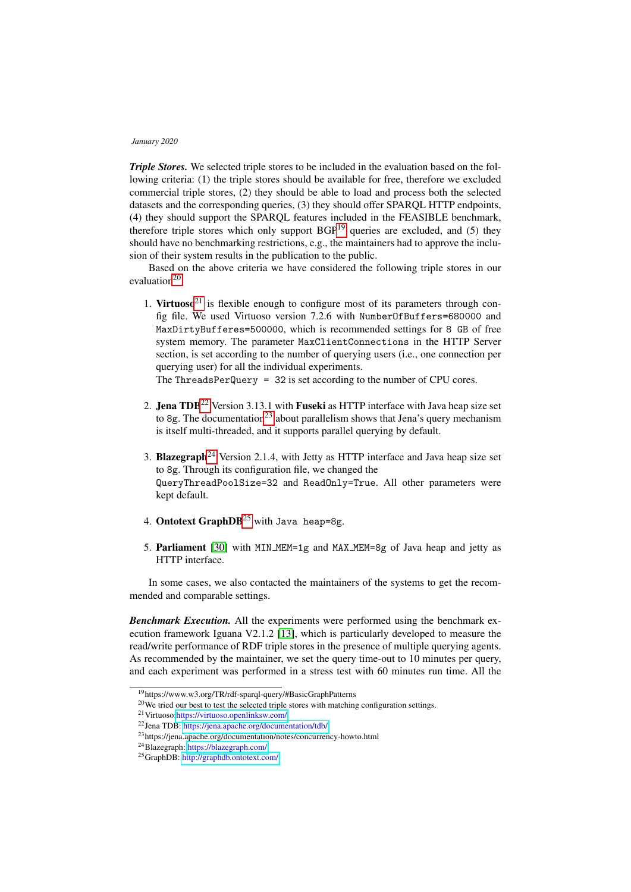***Triple Stores.*** We selected triple stores to be included in the evaluation based on the following criteria: (1) the triple stores should be available for free, therefore we excluded commercial triple stores, (2) they should be able to load and process both the selected datasets and the corresponding queries, (3) they should offer SPARQL HTTP endpoints, (4) they should support the SPARQL features included in the FEASIBLE benchmark, therefore triple stores which only support BGP[19] queries are excluded, and (5) they should have no benchmarking restrictions, e.g., the maintainers had to approve the inclusion of their system results in the publication to the public.

Based on the above criteria we have considered the following triple stores in our evaluation[20].

1. **Virtuoso**[21] is flexible enough to configure most of its parameters through config file. We used Virtuoso version 7.2.6 with `NumberOfBuffers=680000` and `MaxDirtyBufferes=500000`, which is recommended settings for `8 GB` of free system memory. The parameter `MaxClientConnections` in the HTTP Server section, is set according to the number of querying users (i.e., one connection per querying user) for all the individual experiments.
   The `ThreadsPerQuery = 32` is set according to the number of CPU cores.

2. **Jena TDB**[22] Version 3.13.1 with **Fuseki** as HTTP interface with Java heap size set to `8g`. The documentation[23] about parallelism shows that Jena's query mechanism is itself multi-threaded, and it supports parallel querying by default.

3. **Blazegraph**[24] Version 2.1.4, with Jetty as HTTP interface and Java heap size set to `8g`. Through its configuration file, we changed the `QueryThreadPoolSize=32` and `ReadOnly=True`. All other parameters were kept default.

4. **Ontotext GraphDB**[25] with `Java heap=8g`.

5. **Parliament** [30] with `MIN_MEM=1g` and `MAX_MEM=8g` of Java heap and jetty as HTTP interface.

In some cases, we also contacted the maintainers of the systems to get the recommended and comparable settings.

***Benchmark Execution.*** All the experiments were performed using the benchmark execution framework Iguana V2.1.2 [13], which is particularly developed to measure the read/write performance of RDF triple stores in the presence of multiple querying agents. As recommended by the maintainer, we set the query time-out to 10 minutes per query, and each experiment was performed in a stress test with 60 minutes run time. All the

---

[19] https://www.w3.org/TR/rdf-sparql-query/#BasicGraphPatterns

[20] We tried our best to test the selected triple stores with matching configuration settings.

[21] Virtuoso: https://virtuoso.openlinksw.com/

[22] Jena TDB: https://jena.apache.org/documentation/tdb/

[23] https://jena.apache.org/documentation/notes/concurrency-howto.html

[24] Blazegraph: https://blazegraph.com/

[25] GraphDB: http://graphdb.ontotext.com/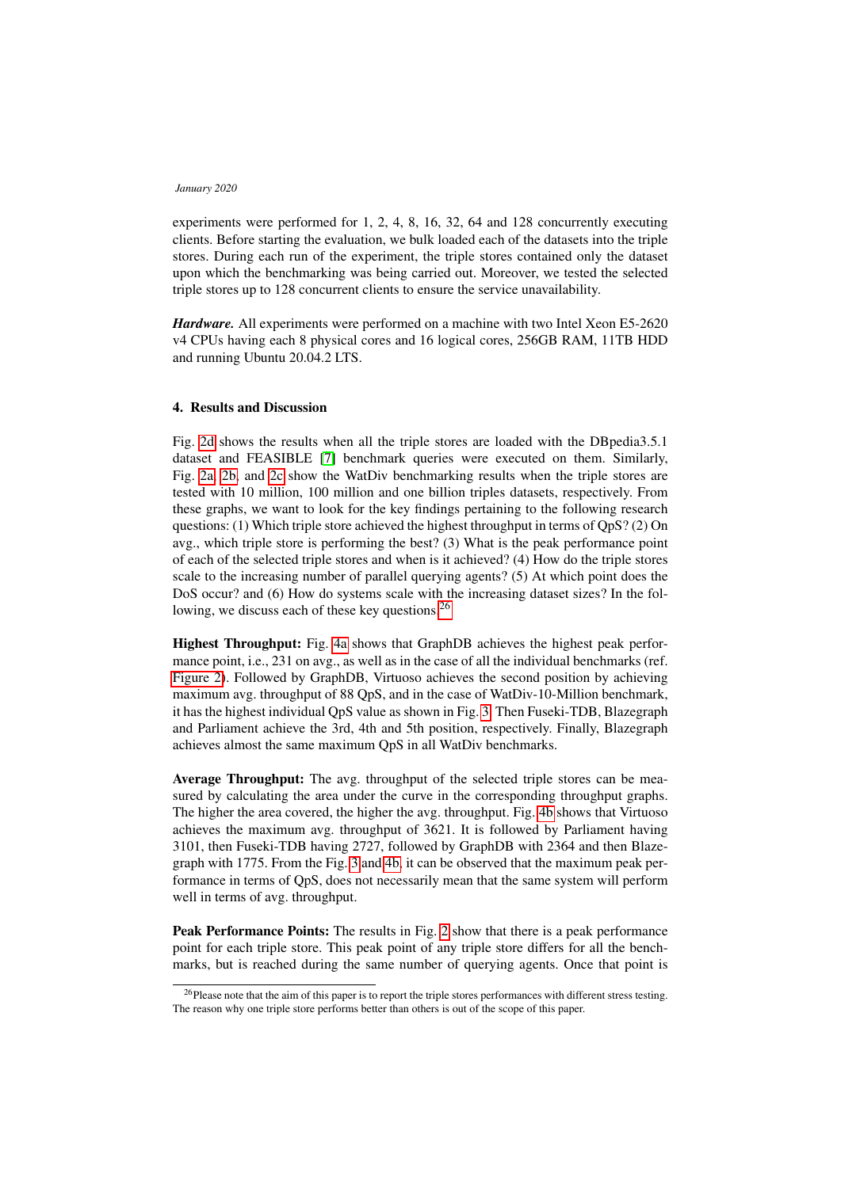experiments were performed for 1, 2, 4, 8, 16, 32, 64 and 128 concurrently executing clients. Before starting the evaluation, we bulk loaded each of the datasets into the triple stores. During each run of the experiment, the triple stores contained only the dataset upon which the benchmarking was being carried out. Moreover, we tested the selected triple stores up to 128 concurrent clients to ensure the service unavailability.

***Hardware.*** All experiments were performed on a machine with two Intel Xeon E5-2620 v4 CPUs having each 8 physical cores and 16 logical cores, 256GB RAM, 11TB HDD and running Ubuntu 20.04.2 LTS.

## 4. Results and Discussion

Fig. 2d shows the results when all the triple stores are loaded with the DBpedia3.5.1 dataset and FEASIBLE [7] benchmark queries were executed on them. Similarly, Fig. 2a, 2b, and 2c show the WatDiv benchmarking results when the triple stores are tested with 10 million, 100 million and one billion triples datasets, respectively. From these graphs, we want to look for the key findings pertaining to the following research questions: (1) Which triple store achieved the highest throughput in terms of QpS? (2) On avg., which triple store is performing the best? (3) What is the peak performance point of each of the selected triple stores and when is it achieved? (4) How do the triple stores scale to the increasing number of parallel querying agents? (5) At which point does the DoS occur? and (6) How do systems scale with the increasing dataset sizes? In the following, we discuss each of these key questions.[26]

**Highest Throughput:** Fig. 4a shows that GraphDB achieves the highest peak performance point, i.e., 231 on avg., as well as in the case of all the individual benchmarks (ref. Figure 2). Followed by GraphDB, Virtuoso achieves the second position by achieving maximum avg. throughput of 88 QpS, and in the case of WatDiv-10-Million benchmark, it has the highest individual QpS value as shown in Fig. 3. Then Fuseki-TDB, Blazegraph and Parliament achieve the 3rd, 4th and 5th position, respectively. Finally, Blazegraph achieves almost the same maximum QpS in all WatDiv benchmarks.

**Average Throughput:** The avg. throughput of the selected triple stores can be measured by calculating the area under the curve in the corresponding throughput graphs. The higher the area covered, the higher the avg. throughput. Fig. 4b shows that Virtuoso achieves the maximum avg. throughput of 3621. It is followed by Parliament having 3101, then Fuseki-TDB having 2727, followed by GraphDB with 2364 and then Blazegraph with 1775. From the Fig. 3 and 4b, it can be observed that the maximum peak performance in terms of QpS, does not necessarily mean that the same system will perform well in terms of avg. throughput.

**Peak Performance Points:** The results in Fig. 2 show that there is a peak performance point for each triple store. This peak point of any triple store differs for all the benchmarks, but is reached during the same number of querying agents. Once that point is

[26]Please note that the aim of this paper is to report the triple stores performances with different stress testing. The reason why one triple store performs better than others is out of the scope of this paper.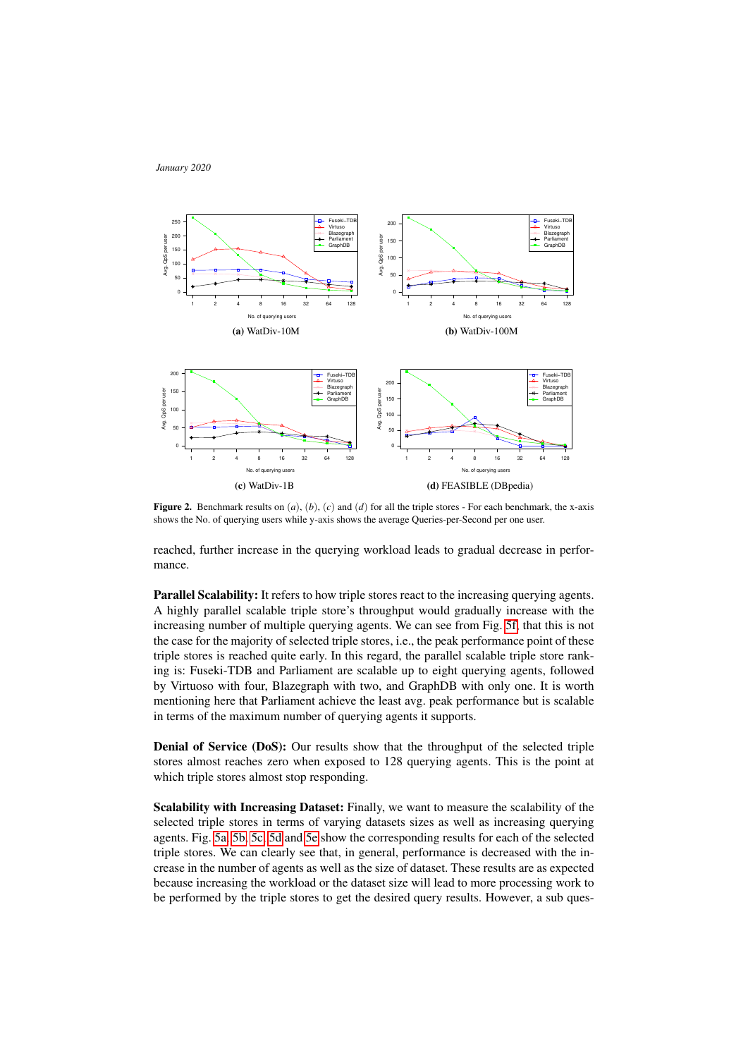(a) WatDiv-10M

(b) WatDiv-100M

(c) WatDiv-1B

(d) FEASIBLE (DBpedia)

**Figure 2.** Benchmark results on $(a)$, $(b)$, $(c)$ and $(d)$ for all the triple stores - For each benchmark, the x-axis shows the No. of querying users while y-axis shows the average Queries-per-Second per one user.

reached, further increase in the querying workload leads to gradual decrease in performance.

**Parallel Scalability:** It refers to how triple stores react to the increasing querying agents. A highly parallel scalable triple store's throughput would gradually increase with the increasing number of multiple querying agents. We can see from Fig. 5f, that this is not the case for the majority of selected triple stores, i.e., the peak performance point of these triple stores is reached quite early. In this regard, the parallel scalable triple store ranking is: Fuseki-TDB and Parliament are scalable up to eight querying agents, followed by Virtuoso with four, Blazegraph with two, and GraphDB with only one. It is worth mentioning here that Parliament achieve the least avg. peak performance but is scalable in terms of the maximum number of querying agents it supports.

**Denial of Service (DoS):** Our results show that the throughput of the selected triple stores almost reaches zero when exposed to 128 querying agents. This is the point at which triple stores almost stop responding.

**Scalability with Increasing Dataset:** Finally, we want to measure the scalability of the selected triple stores in terms of varying datasets sizes as well as increasing querying agents. Fig. 5a, 5b, 5c, 5d and 5e show the corresponding results for each of the selected triple stores. We can clearly see that, in general, performance is decreased with the increase in the number of agents as well as the size of dataset. These results are as expected because increasing the workload or the dataset size will lead to more processing work to be performed by the triple stores to get the desired query results. However, a sub ques-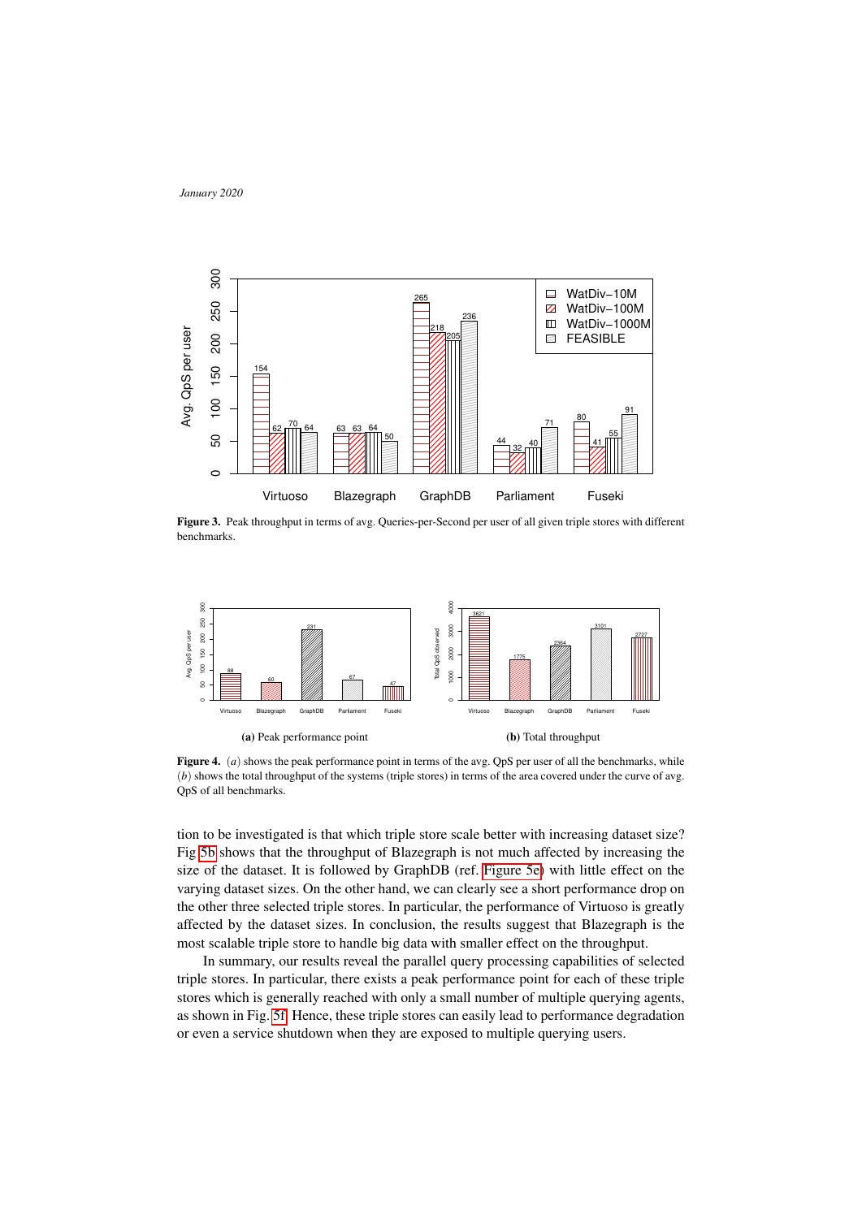**Figure 3.** Peak throughput in terms of avg. Queries-per-Second per user of all given triple stores with different benchmarks.

**(a)** Peak performance point

**(b)** Total throughput

**Figure 4.** $(a)$ shows the peak performance point in terms of the avg. QpS per user of all the benchmarks, while $(b)$ shows the total throughput of the systems (triple stores) in terms of the area covered under the curve of avg. QpS of all benchmarks.

tion to be investigated is that which triple store scale better with increasing dataset size? Fig 5b shows that the throughput of Blazegraph is not much affected by increasing the size of the dataset. It is followed by GraphDB (ref. Figure 5e) with little effect on the varying dataset sizes. On the other hand, we can clearly see a short performance drop on the other three selected triple stores. In particular, the performance of Virtuoso is greatly affected by the dataset sizes. In conclusion, the results suggest that Blazegraph is the most scalable triple store to handle big data with smaller effect on the throughput.

In summary, our results reveal the parallel query processing capabilities of selected triple stores. In particular, there exists a peak performance point for each of these triple stores which is generally reached with only a small number of multiple querying agents, as shown in Fig. 5f. Hence, these triple stores can easily lead to performance degradation or even a service shutdown when they are exposed to multiple querying users.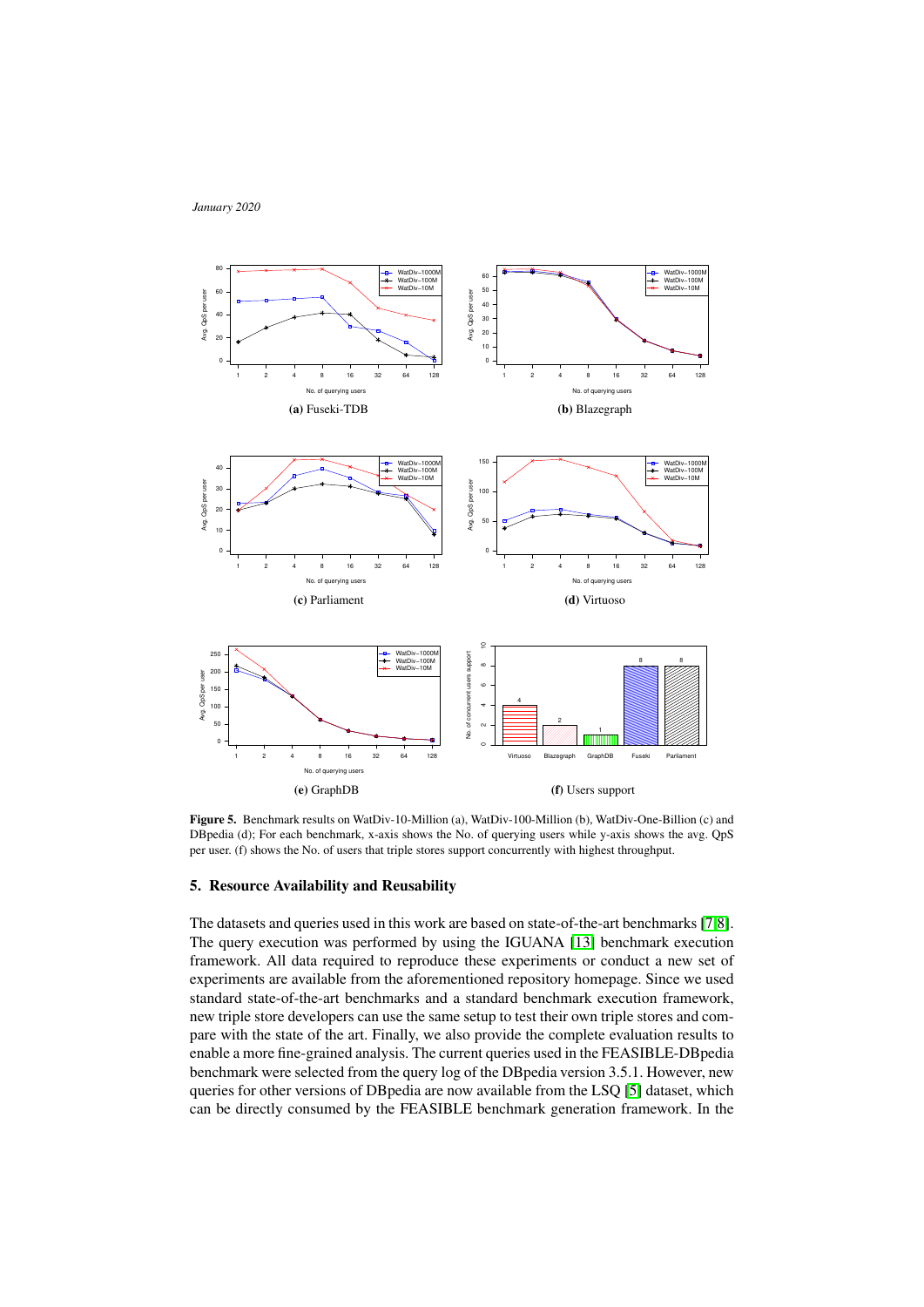(a) Fuseki-TDB

(b) Blazegraph

(c) Parliament

(d) Virtuoso

(e) GraphDB

(f) Users support

**Figure 5.** Benchmark results on WatDiv-10-Million (a), WatDiv-100-Million (b), WatDiv-One-Billion (c) and DBpedia (d); For each benchmark, x-axis shows the No. of querying users while y-axis shows the avg. QpS per user. (f) shows the No. of users that triple stores support concurrently with highest throughput.

## 5. Resource Availability and Reusability

The datasets and queries used in this work are based on state-of-the-art benchmarks [7,8]. The query execution was performed by using the IGUANA [13] benchmark execution framework. All data required to reproduce these experiments or conduct a new set of experiments are available from the aforementioned repository homepage. Since we used standard state-of-the-art benchmarks and a standard benchmark execution framework, new triple store developers can use the same setup to test their own triple stores and compare with the state of the art. Finally, we also provide the complete evaluation results to enable a more fine-grained analysis. The current queries used in the FEASIBLE-DBpedia benchmark were selected from the query log of the DBpedia version 3.5.1. However, new queries for other versions of DBpedia are now available from the LSQ [5] dataset, which can be directly consumed by the FEASIBLE benchmark generation framework. In the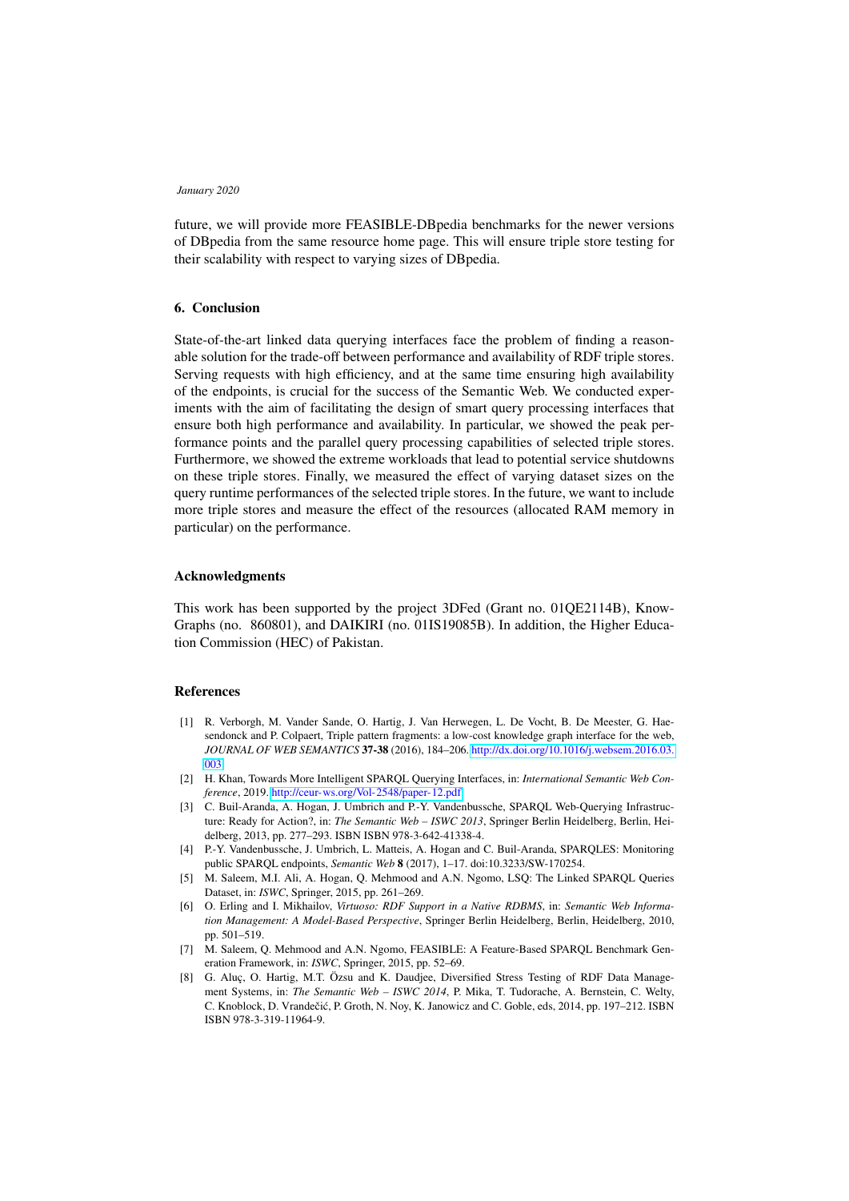future, we will provide more FEASIBLE-DBpedia benchmarks for the newer versions of DBpedia from the same resource home page. This will ensure triple store testing for their scalability with respect to varying sizes of DBpedia.

## 6. Conclusion

State-of-the-art linked data querying interfaces face the problem of finding a reasonable solution for the trade-off between performance and availability of RDF triple stores. Serving requests with high efficiency, and at the same time ensuring high availability of the endpoints, is crucial for the success of the Semantic Web. We conducted experiments with the aim of facilitating the design of smart query processing interfaces that ensure both high performance and availability. In particular, we showed the peak performance points and the parallel query processing capabilities of selected triple stores. Furthermore, we showed the extreme workloads that lead to potential service shutdowns on these triple stores. Finally, we measured the effect of varying dataset sizes on the query runtime performances of the selected triple stores. In the future, we want to include more triple stores and measure the effect of the resources (allocated RAM memory in particular) on the performance.

## Acknowledgments

This work has been supported by the project 3DFed (Grant no. 01QE2114B), KnowGraphs (no. 860801), and DAIKIRI (no. 01IS19085B). In addition, the Higher Education Commission (HEC) of Pakistan.

## References

[1] R. Verborgh, M. Vander Sande, O. Hartig, J. Van Herwegen, L. De Vocht, B. De Meester, G. Haesendonck and P. Colpaert, Triple pattern fragments: a low-cost knowledge graph interface for the web, *JOURNAL OF WEB SEMANTICS* **37-38** (2016), 184–206. http://dx.doi.org/10.1016/j.websem.2016.03.003

[2] H. Khan, Towards More Intelligent SPARQL Querying Interfaces, in: *International Semantic Web Conference*, 2019. http://ceur-ws.org/Vol-2548/paper-12.pdf

[3] C. Buil-Aranda, A. Hogan, J. Umbrich and P.-Y. Vandenbussche, SPARQL Web-Querying Infrastructure: Ready for Action?, in: *The Semantic Web – ISWC 2013*, Springer Berlin Heidelberg, Berlin, Heidelberg, 2013, pp. 277–293. ISBN ISBN 978-3-642-41338-4.

[4] P.-Y. Vandenbussche, J. Umbrich, L. Matteis, A. Hogan and C. Buil-Aranda, SPARQLES: Monitoring public SPARQL endpoints, *Semantic Web* **8** (2017), 1–17. doi:10.3233/SW-170254.

[5] M. Saleem, M.I. Ali, A. Hogan, Q. Mehmood and A.N. Ngomo, LSQ: The Linked SPARQL Queries Dataset, in: *ISWC*, Springer, 2015, pp. 261–269.

[6] O. Erling and I. Mikhailov, *Virtuoso: RDF Support in a Native RDBMS*, in: *Semantic Web Information Management: A Model-Based Perspective*, Springer Berlin Heidelberg, Berlin, Heidelberg, 2010, pp. 501–519.

[7] M. Saleem, Q. Mehmood and A.N. Ngomo, FEASIBLE: A Feature-Based SPARQL Benchmark Generation Framework, in: *ISWC*, Springer, 2015, pp. 52–69.

[8] G. Aluç, O. Hartig, M.T. Özsu and K. Daudjee, Diversified Stress Testing of RDF Data Management Systems, in: *The Semantic Web – ISWC 2014*, P. Mika, T. Tudorache, A. Bernstein, C. Welty, C. Knoblock, D. Vrandečić, P. Groth, N. Noy, K. Janowicz and C. Goble, eds, 2014, pp. 197–212. ISBN ISBN 978-3-319-11964-9.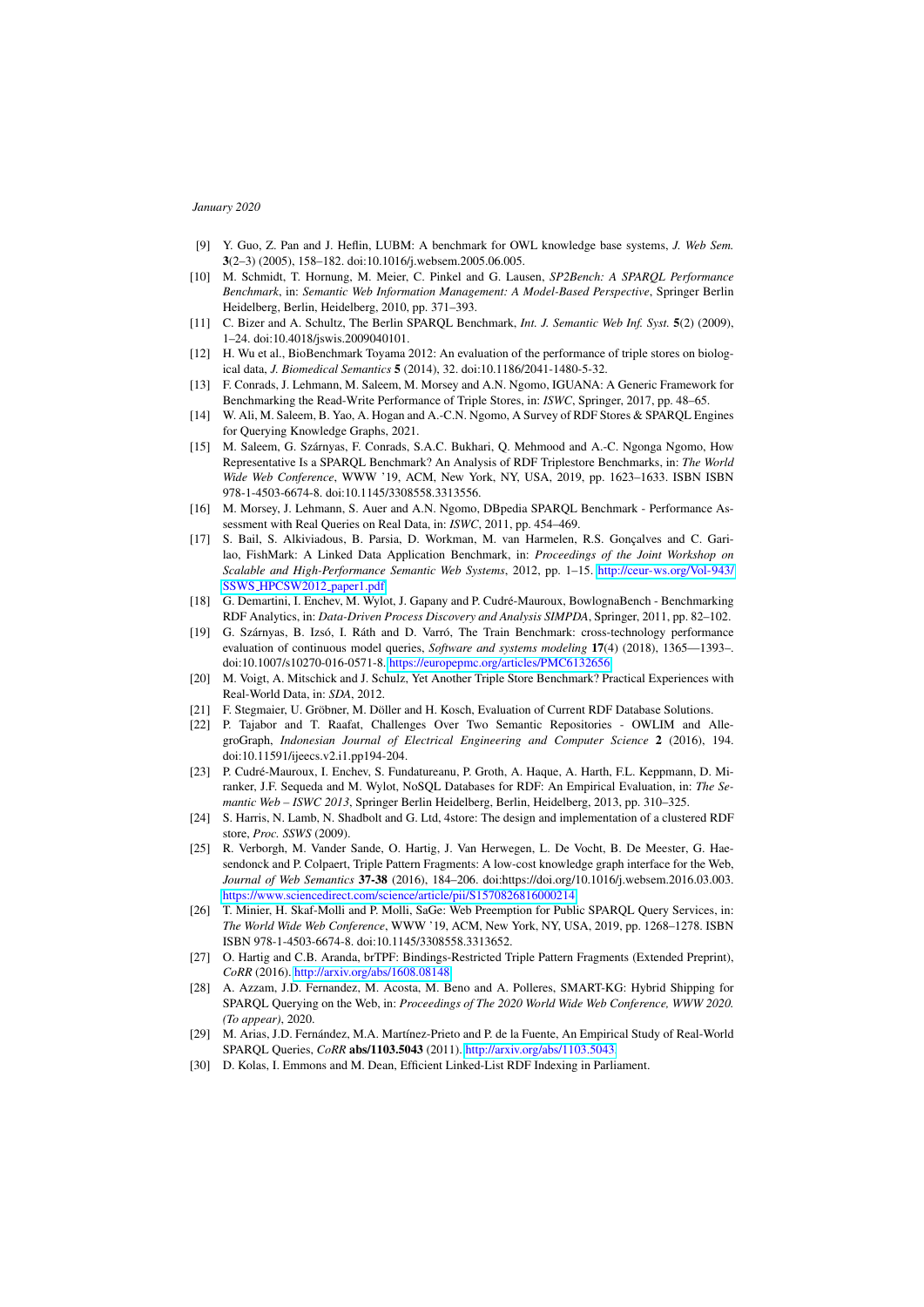[9] Y. Guo, Z. Pan and J. Heflin, LUBM: A benchmark for OWL knowledge base systems, *J. Web Sem.* **3**(2–3) (2005), 158–182. doi:10.1016/j.websem.2005.06.005.

[10] M. Schmidt, T. Hornung, M. Meier, C. Pinkel and G. Lausen, *SP2Bench: A SPARQL Performance Benchmark*, in: *Semantic Web Information Management: A Model-Based Perspective*, Springer Berlin Heidelberg, Berlin, Heidelberg, 2010, pp. 371–393.

[11] C. Bizer and A. Schultz, The Berlin SPARQL Benchmark, *Int. J. Semantic Web Inf. Syst.* **5**(2) (2009), 1–24. doi:10.4018/jswis.2009040101.

[12] H. Wu et al., BioBenchmark Toyama 2012: An evaluation of the performance of triple stores on biological data, *J. Biomedical Semantics* **5** (2014), 32. doi:10.1186/2041-1480-5-32.

[13] F. Conrads, J. Lehmann, M. Saleem, M. Morsey and A.N. Ngomo, IGUANA: A Generic Framework for Benchmarking the Read-Write Performance of Triple Stores, in: *ISWC*, Springer, 2017, pp. 48–65.

[14] W. Ali, M. Saleem, B. Yao, A. Hogan and A.-C.N. Ngomo, A Survey of RDF Stores & SPARQL Engines for Querying Knowledge Graphs, 2021.

[15] M. Saleem, G. Szárnyas, F. Conrads, S.A.C. Bukhari, Q. Mehmood and A.-C. Ngonga Ngomo, How Representative Is a SPARQL Benchmark? An Analysis of RDF Triplestore Benchmarks, in: *The World Wide Web Conference*, WWW '19, ACM, New York, NY, USA, 2019, pp. 1623–1633. ISBN ISBN 978-1-4503-6674-8. doi:10.1145/3308558.3313556.

[16] M. Morsey, J. Lehmann, S. Auer and A.N. Ngomo, DBpedia SPARQL Benchmark - Performance Assessment with Real Queries on Real Data, in: *ISWC*, 2011, pp. 454–469.

[17] S. Bail, S. Alkiviadous, B. Parsia, D. Workman, M. van Harmelen, R.S. Gonçalves and C. Garilao, FishMark: A Linked Data Application Benchmark, in: *Proceedings of the Joint Workshop on Scalable and High-Performance Semantic Web Systems*, 2012, pp. 1–15. http://ceur-ws.org/Vol-943/SSWS_HPCSW2012_paper1.pdf.

[18] G. Demartini, I. Enchev, M. Wylot, J. Gapany and P. Cudré-Mauroux, BowlognaBench - Benchmarking RDF Analytics, in: *Data-Driven Process Discovery and Analysis SIMPDA*, Springer, 2011, pp. 82–102.

[19] G. Szárnyas, B. Izsó, I. Ráth and D. Varró, The Train Benchmark: cross-technology performance evaluation of continuous model queries, *Software and systems modeling* **17**(4) (2018), 1365—1393–. doi:10.1007/s10270-016-0571-8. https://europepmc.org/articles/PMC6132656.

[20] M. Voigt, A. Mitschick and J. Schulz, Yet Another Triple Store Benchmark? Practical Experiences with Real-World Data, in: *SDA*, 2012.

[21] F. Stegmaier, U. Gröbner, M. Döller and H. Kosch, Evaluation of Current RDF Database Solutions.

[22] P. Tajabor and T. Raafat, Challenges Over Two Semantic Repositories - OWLIM and AllegroGraph, *Indonesian Journal of Electrical Engineering and Computer Science* **2** (2016), 194. doi:10.11591/ijeecs.v2.i1.pp194-204.

[23] P. Cudré-Mauroux, I. Enchev, S. Fundatureanu, P. Groth, A. Haque, A. Harth, F.L. Keppmann, D. Miranker, J.F. Sequeda and M. Wylot, NoSQL Databases for RDF: An Empirical Evaluation, in: *The Semantic Web – ISWC 2013*, Springer Berlin Heidelberg, Berlin, Heidelberg, 2013, pp. 310–325.

[24] S. Harris, N. Lamb, N. Shadbolt and G. Ltd, 4store: The design and implementation of a clustered RDF store, *Proc. SSWS* (2009).

[25] R. Verborgh, M. Vander Sande, O. Hartig, J. Van Herwegen, L. De Vocht, B. De Meester, G. Haesendonck and P. Colpaert, Triple Pattern Fragments: A low-cost knowledge graph interface for the Web, *Journal of Web Semantics* **37-38** (2016), 184–206. doi:https://doi.org/10.1016/j.websem.2016.03.003. https://www.sciencedirect.com/science/article/pii/S1570826816000214.

[26] T. Minier, H. Skaf-Molli and P. Molli, SaGe: Web Preemption for Public SPARQL Query Services, in: *The World Wide Web Conference*, WWW '19, ACM, New York, NY, USA, 2019, pp. 1268–1278. ISBN ISBN 978-1-4503-6674-8. doi:10.1145/3308558.3313652.

[27] O. Hartig and C.B. Aranda, brTPF: Bindings-Restricted Triple Pattern Fragments (Extended Preprint), *CoRR* (2016). http://arxiv.org/abs/1608.08148.

[28] A. Azzam, J.D. Fernandez, M. Acosta, M. Beno and A. Polleres, SMART-KG: Hybrid Shipping for SPARQL Querying on the Web, in: *Proceedings of The 2020 World Wide Web Conference, WWW 2020. (To appear)*, 2020.

[29] M. Arias, J.D. Fernández, M.A. Martínez-Prieto and P. de la Fuente, An Empirical Study of Real-World SPARQL Queries, *CoRR* **abs/1103.5043** (2011). http://arxiv.org/abs/1103.5043.

[30] D. Kolas, I. Emmons and M. Dean, Efficient Linked-List RDF Indexing in Parliament.